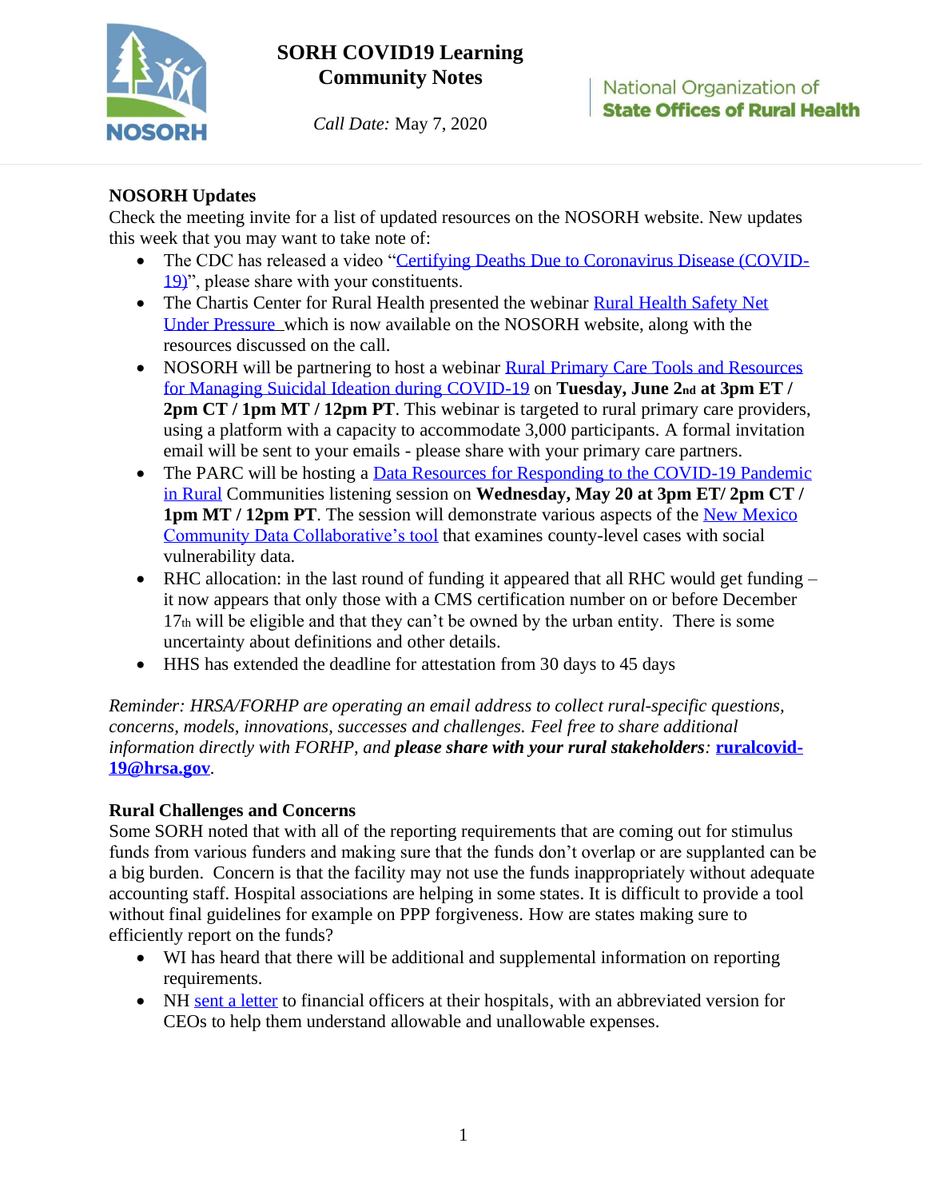# SORH COVID19 Learning Community Notes

*Call Date:* May 7, 2020

National Organization of **State Offices of Rural Health**

## NOSORH Updates

Check the meeting invite for a list of updated resources on the NOSORH website. New updates this week that you may want to take note of:

- The CDC has released a video "Certifying Deaths Due to Coronavirus Disease (COVID-19)", please share with your constituents.
- The Chartis Center for Rural Health presented the webinar Rural Health Safety Net Under Pressure which is now available on the NOSORH website, along with the resources discussed on the call.
- NOSORH will be partnering to host a webinar Rural Primary Care Tools and Resources for Managing Suicidal Ideation during COVID-19 on **Tuesday, June 2nd at 3pm ET / 2pm CT / 1pm MT / 12pm PT**. This webinar is targeted to rural primary care providers, using a platform with a capacity to accommodate 3,000 participants. A formal invitation email will be sent to your emails - please share with your primary care partners.
- The PARC will be hosting a Data Resources for Responding to the COVID-19 Pandemic in Rural Communities listening session on **Wednesday, May 20 at 3pm ET/ 2pm CT / 1pm MT / 12pm PT**. The session will demonstrate various aspects of the New Mexico Community Data Collaborative's tool that examines county-level cases with social vulnerability data.
- RHC allocation: in the last round of funding it appeared that all RHC would get funding – it now appears that only those with a CMS certification number on or before December 17th will be eligible and that they can't be owned by the urban entity. There is some uncertainty about definitions and other details.
- HHS has extended the deadline for attestation from 30 days to 45 days

*Reminder: HRSA/FORHP are operating an email address to collect rural-specific questions, concerns, models, innovations, successes and challenges. Feel free to share additional information directly with FORHP, and* ***please share with your rural stakeholders****:* **ruralcovid-19@hrsa.gov**.

## Rural Challenges and Concerns

Some SORH noted that with all of the reporting requirements that are coming out for stimulus funds from various funders and making sure that the funds don't overlap or are supplanted can be a big burden. Concern is that the facility may not use the funds inappropriately without adequate accounting staff. Hospital associations are helping in some states. It is difficult to provide a tool without final guidelines for example on PPP forgiveness. How are states making sure to efficiently report on the funds?

- WI has heard that there will be additional and supplemental information on reporting requirements.
- NH sent a letter to financial officers at their hospitals, with an abbreviated version for CEOs to help them understand allowable and unallowable expenses.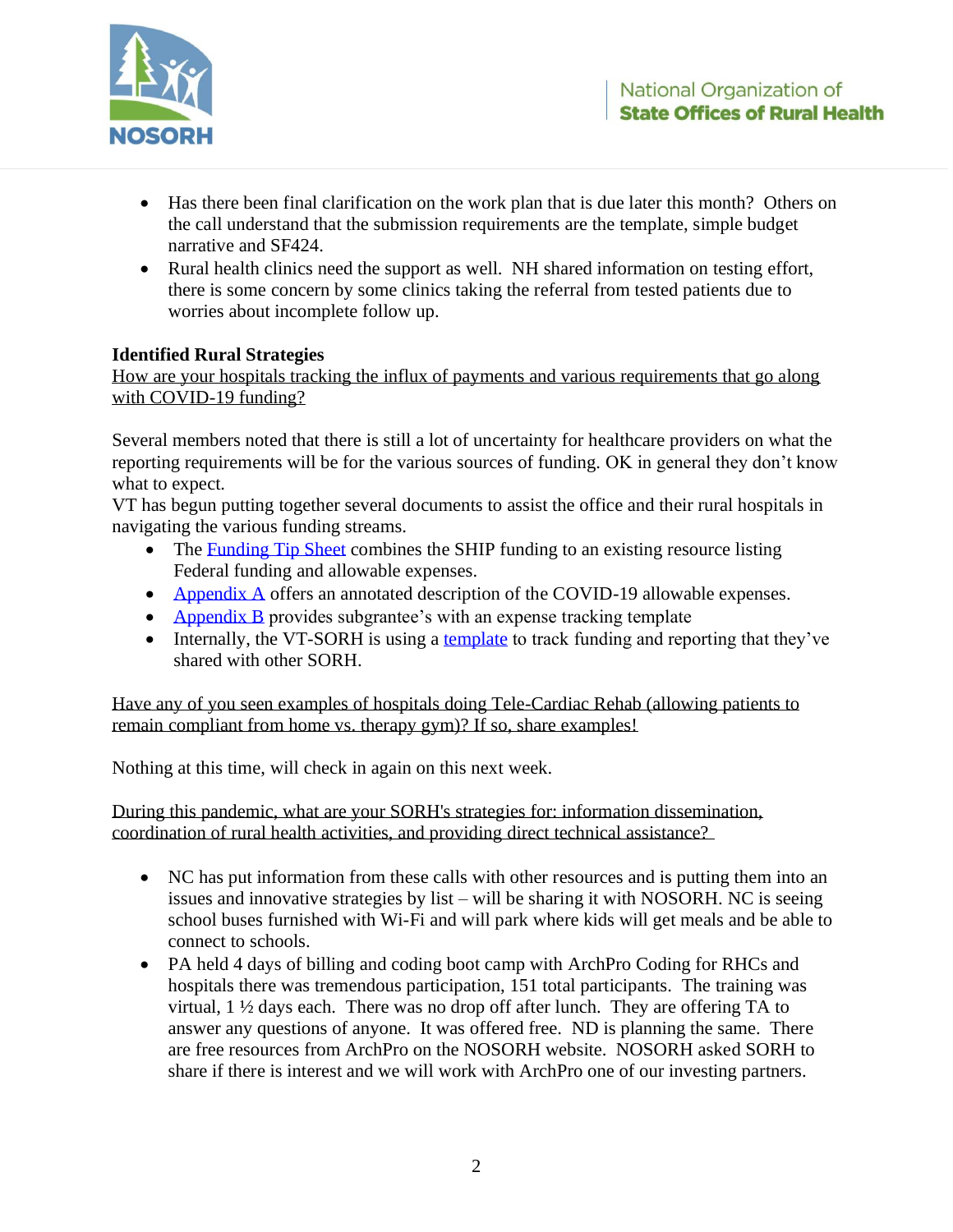- Has there been final clarification on the work plan that is due later this month? Others on the call understand that the submission requirements are the template, simple budget narrative and SF424.
- Rural health clinics need the support as well. NH shared information on testing effort, there is some concern by some clinics taking the referral from tested patients due to worries about incomplete follow up.

**Identified Rural Strategies**

How are your hospitals tracking the influx of payments and various requirements that go along with COVID-19 funding?

Several members noted that there is still a lot of uncertainty for healthcare providers on what the reporting requirements will be for the various sources of funding. OK in general they don't know what to expect.

VT has begun putting together several documents to assist the office and their rural hospitals in navigating the various funding streams.

- The Funding Tip Sheet combines the SHIP funding to an existing resource listing Federal funding and allowable expenses.
- Appendix A offers an annotated description of the COVID-19 allowable expenses.
- Appendix B provides subgrantee's with an expense tracking template
- Internally, the VT-SORH is using a template to track funding and reporting that they've shared with other SORH.

Have any of you seen examples of hospitals doing Tele-Cardiac Rehab (allowing patients to remain compliant from home vs. therapy gym)? If so, share examples!

Nothing at this time, will check in again on this next week.

During this pandemic, what are your SORH's strategies for: information dissemination, coordination of rural health activities, and providing direct technical assistance?

- NC has put information from these calls with other resources and is putting them into an issues and innovative strategies by list – will be sharing it with NOSORH. NC is seeing school buses furnished with Wi-Fi and will park where kids will get meals and be able to connect to schools.
- PA held 4 days of billing and coding boot camp with ArchPro Coding for RHCs and hospitals there was tremendous participation, 151 total participants. The training was virtual, 1 ½ days each. There was no drop off after lunch. They are offering TA to answer any questions of anyone. It was offered free. ND is planning the same. There are free resources from ArchPro on the NOSORH website. NOSORH asked SORH to share if there is interest and we will work with ArchPro one of our investing partners.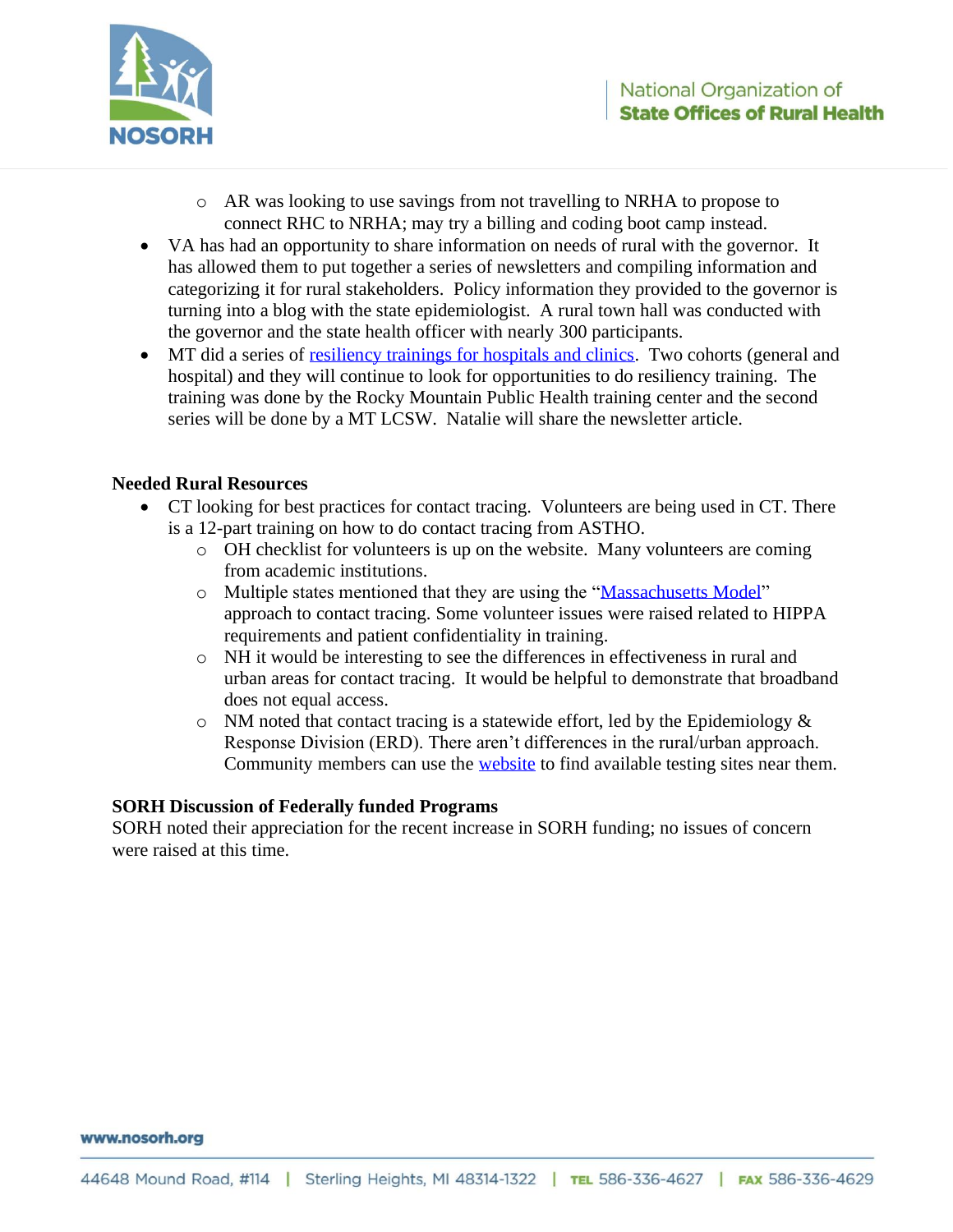- AR was looking to use savings from not travelling to NRHA to propose to connect RHC to NRHA; may try a billing and coding boot camp instead.
- VA has had an opportunity to share information on needs of rural with the governor. It has allowed them to put together a series of newsletters and compiling information and categorizing it for rural stakeholders. Policy information they provided to the governor is turning into a blog with the state epidemiologist. A rural town hall was conducted with the governor and the state health officer with nearly 300 participants.
- MT did a series of resiliency trainings for hospitals and clinics. Two cohorts (general and hospital) and they will continue to look for opportunities to do resiliency training. The training was done by the Rocky Mountain Public Health training center and the second series will be done by a MT LCSW. Natalie will share the newsletter article.

**Needed Rural Resources**

- CT looking for best practices for contact tracing. Volunteers are being used in CT. There is a 12-part training on how to do contact tracing from ASTHO.
  - OH checklist for volunteers is up on the website. Many volunteers are coming from academic institutions.
  - Multiple states mentioned that they are using the "Massachusetts Model" approach to contact tracing. Some volunteer issues were raised related to HIPPA requirements and patient confidentiality in training.
  - NH it would be interesting to see the differences in effectiveness in rural and urban areas for contact tracing. It would be helpful to demonstrate that broadband does not equal access.
  - NM noted that contact tracing is a statewide effort, led by the Epidemiology & Response Division (ERD). There aren't differences in the rural/urban approach. Community members can use the website to find available testing sites near them.

**SORH Discussion of Federally funded Programs**

SORH noted their appreciation for the recent increase in SORH funding; no issues of concern were raised at this time.